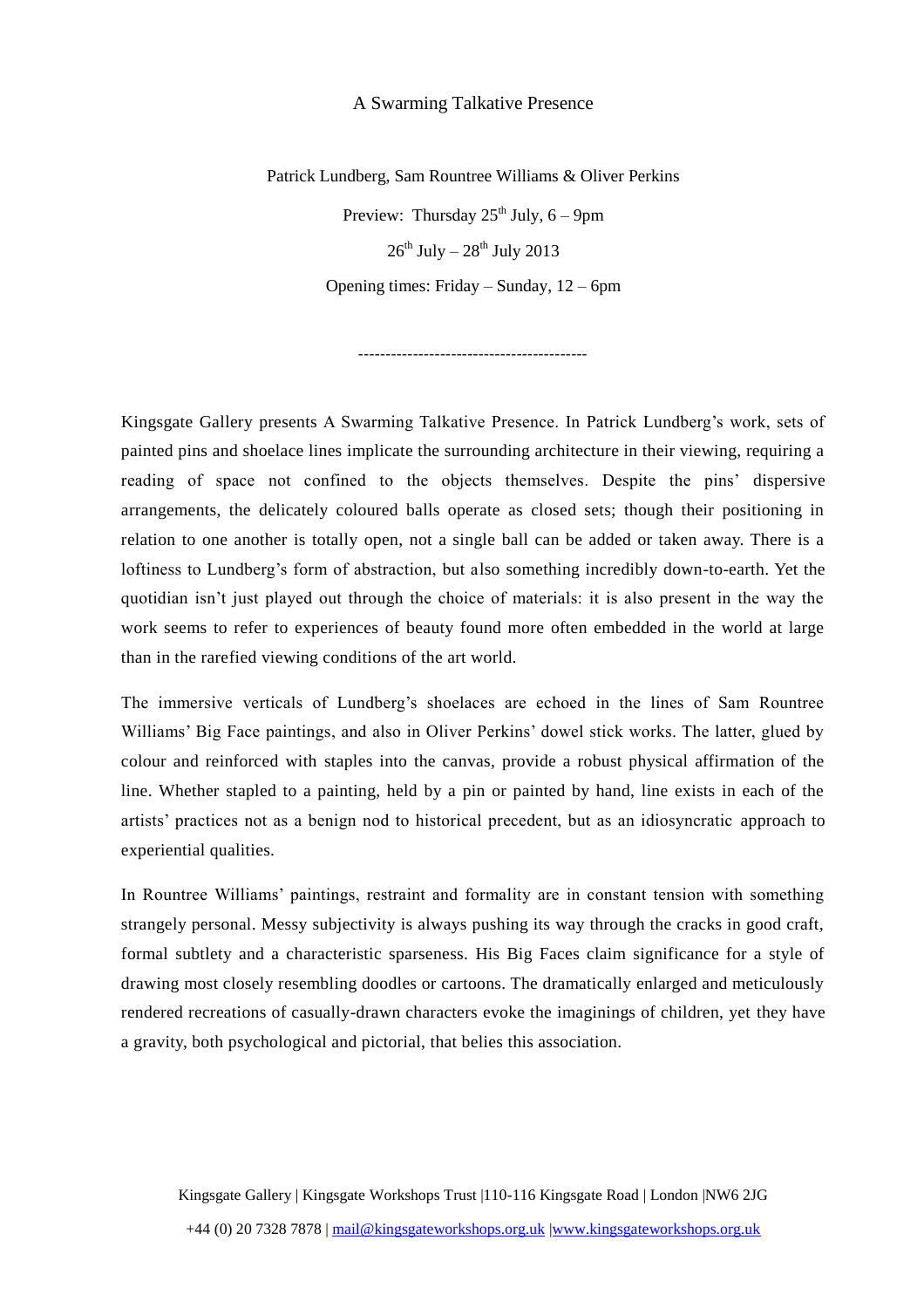# A Swarming Talkative Presence

Patrick Lundberg, Sam Rountree Williams & Oliver Perkins

Preview: Thursday 25th July, 6 – 9pm

26th July – 28th July 2013

Opening times: Friday – Sunday, 12 – 6pm

------------------------------------------

Kingsgate Gallery presents A Swarming Talkative Presence. In Patrick Lundberg's work, sets of painted pins and shoelace lines implicate the surrounding architecture in their viewing, requiring a reading of space not confined to the objects themselves. Despite the pins' dispersive arrangements, the delicately coloured balls operate as closed sets; though their positioning in relation to one another is totally open, not a single ball can be added or taken away. There is a loftiness to Lundberg's form of abstraction, but also something incredibly down-to-earth. Yet the quotidian isn't just played out through the choice of materials: it is also present in the way the work seems to refer to experiences of beauty found more often embedded in the world at large than in the rarefied viewing conditions of the art world.

The immersive verticals of Lundberg's shoelaces are echoed in the lines of Sam Rountree Williams' Big Face paintings, and also in Oliver Perkins' dowel stick works. The latter, glued by colour and reinforced with staples into the canvas, provide a robust physical affirmation of the line. Whether stapled to a painting, held by a pin or painted by hand, line exists in each of the artists' practices not as a benign nod to historical precedent, but as an idiosyncratic approach to experiential qualities.

In Rountree Williams' paintings, restraint and formality are in constant tension with something strangely personal. Messy subjectivity is always pushing its way through the cracks in good craft, formal subtlety and a characteristic sparseness. His Big Faces claim significance for a style of drawing most closely resembling doodles or cartoons. The dramatically enlarged and meticulously rendered recreations of casually-drawn characters evoke the imaginings of children, yet they have a gravity, both psychological and pictorial, that belies this association.

Kingsgate Gallery | Kingsgate Workshops Trust |110-116 Kingsgate Road | London |NW6 2JG

+44 (0) 20 7328 7878 | mail@kingsgateworkshops.org.uk |www.kingsgateworkshops.org.uk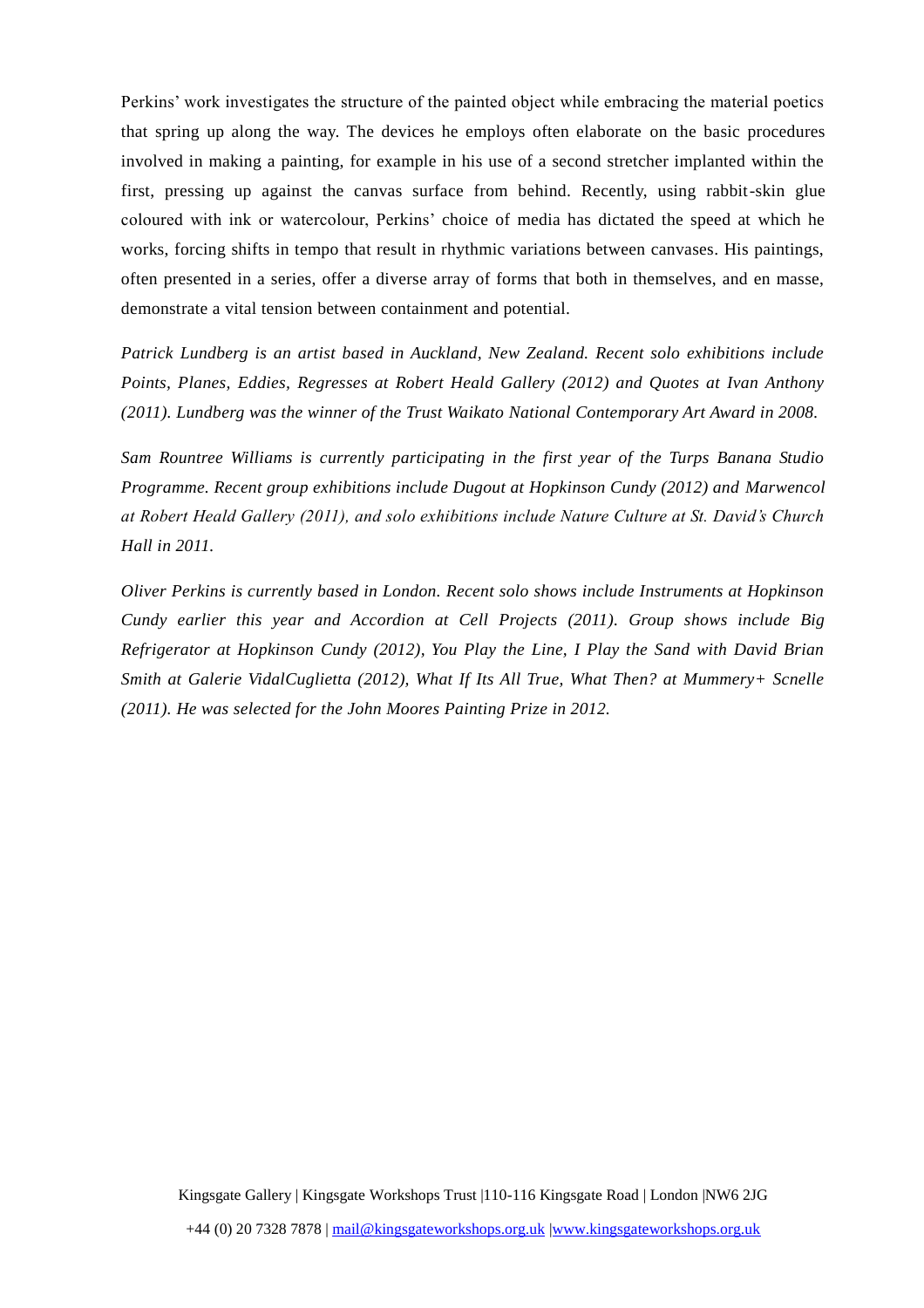Perkins' work investigates the structure of the painted object while embracing the material poetics that spring up along the way. The devices he employs often elaborate on the basic procedures involved in making a painting, for example in his use of a second stretcher implanted within the first, pressing up against the canvas surface from behind. Recently, using rabbit-skin glue coloured with ink or watercolour, Perkins' choice of media has dictated the speed at which he works, forcing shifts in tempo that result in rhythmic variations between canvases. His paintings, often presented in a series, offer a diverse array of forms that both in themselves, and en masse, demonstrate a vital tension between containment and potential.

*Patrick Lundberg is an artist based in Auckland, New Zealand. Recent solo exhibitions include Points, Planes, Eddies, Regresses at Robert Heald Gallery (2012) and Quotes at Ivan Anthony (2011). Lundberg was the winner of the Trust Waikato National Contemporary Art Award in 2008.*

*Sam Rountree Williams is currently participating in the first year of the Turps Banana Studio Programme. Recent group exhibitions include Dugout at Hopkinson Cundy (2012) and Marwencol at Robert Heald Gallery (2011), and solo exhibitions include Nature Culture at St. David's Church Hall in 2011.*

*Oliver Perkins is currently based in London. Recent solo shows include Instruments at Hopkinson Cundy earlier this year and Accordion at Cell Projects (2011). Group shows include Big Refrigerator at Hopkinson Cundy (2012), You Play the Line, I Play the Sand with David Brian Smith at Galerie VidalCuglietta (2012), What If Its All True, What Then? at Mummery+ Scnelle (2011). He was selected for the John Moores Painting Prize in 2012.*

Kingsgate Gallery | Kingsgate Workshops Trust |110-116 Kingsgate Road | London |NW6 2JG

+44 (0) 20 7328 7878 | mail@kingsgateworkshops.org.uk |www.kingsgateworkshops.org.uk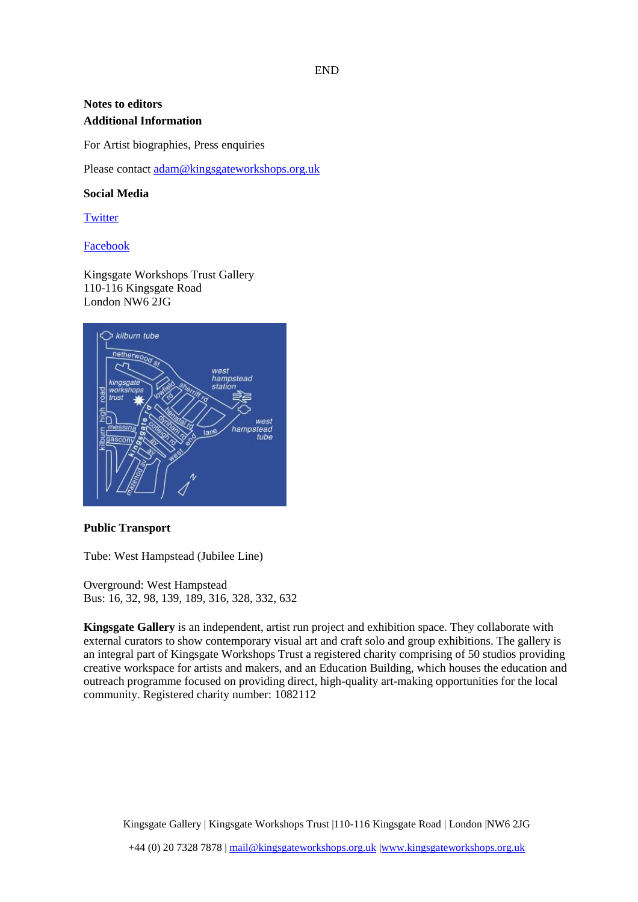END

**Notes to editors**
**Additional Information**

For Artist biographies, Press enquiries

Please contact adam@kingsgateworkshops.org.uk

**Social Media**

Twitter

Facebook

Kingsgate Workshops Trust Gallery
110-116 Kingsgate Road
London NW6 2JG

kilburn tube
netherwood st
kingsgate workshops trust
west hampstead station
west hampstead tube
kilburn high road
lowfield rd
sherriff rd
messina
gascony
kingsgate rd
dynham rd
hemstal rd
colleigh rd
west end lane
mazenod av
N

**Public Transport**

Tube: West Hampstead (Jubilee Line)

Overground: West Hampstead
Bus: 16, 32, 98, 139, 189, 316, 328, 332, 632

**Kingsgate Gallery** is an independent, artist run project and exhibition space. They collaborate with external curators to show contemporary visual art and craft solo and group exhibitions. The gallery is an integral part of Kingsgate Workshops Trust a registered charity comprising of 50 studios providing creative workspace for artists and makers, and an Education Building, which houses the education and outreach programme focused on providing direct, high-quality art-making opportunities for the local community. Registered charity number: 1082112

Kingsgate Gallery | Kingsgate Workshops Trust |110-116 Kingsgate Road | London |NW6 2JG

+44 (0) 20 7328 7878 | mail@kingsgateworkshops.org.uk |www.kingsgateworkshops.org.uk